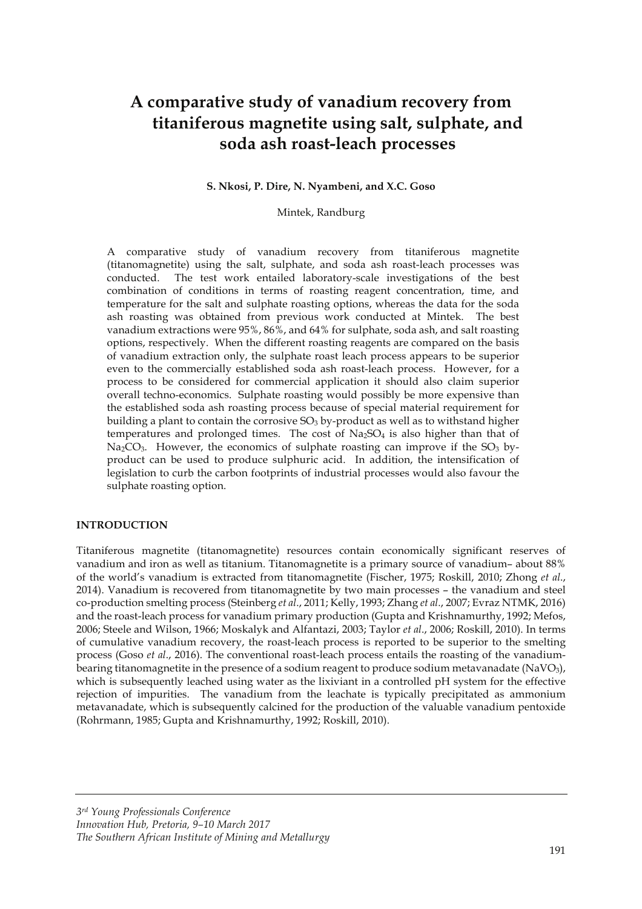# A comparative study of vanadium recovery from titaniferous magnetite using salt, sulphate, and soda ash roast-leach processes

**S. Nkosi, P. Dire, N. Nyambeni, and X.C. Goso**

Mintek, Randburg

A comparative study of vanadium recovery from titaniferous magnetite (titanomagnetite) using the salt, sulphate, and soda ash roast-leach processes was conducted. The test work entailed laboratory-scale investigations of the best combination of conditions in terms of roasting reagent concentration, time, and temperature for the salt and sulphate roasting options, whereas the data for the soda ash roasting was obtained from previous work conducted at Mintek. The best vanadium extractions were 95%, 86%, and 64% for sulphate, soda ash, and salt roasting options, respectively. When the different roasting reagents are compared on the basis of vanadium extraction only, the sulphate roast leach process appears to be superior even to the commercially established soda ash roast-leach process. However, for a process to be considered for commercial application it should also claim superior overall techno-economics. Sulphate roasting would possibly be more expensive than the established soda ash roasting process because of special material requirement for building a plant to contain the corrosive $SO_3$ by-product as well as to withstand higher temperatures and prolonged times. The cost of $Na_2SO_4$ is also higher than that of $Na_2CO_3$. However, the economics of sulphate roasting can improve if the $SO_3$ by-product can be used to produce sulphuric acid. In addition, the intensification of legislation to curb the carbon footprints of industrial processes would also favour the sulphate roasting option.

## INTRODUCTION

Titaniferous magnetite (titanomagnetite) resources contain economically significant reserves of vanadium and iron as well as titanium. Titanomagnetite is a primary source of vanadium– about 88% of the world's vanadium is extracted from titanomagnetite (Fischer, 1975; Roskill, 2010; Zhong *et al*., 2014). Vanadium is recovered from titanomagnetite by two main processes – the vanadium and steel co-production smelting process (Steinberg *et al*., 2011; Kelly, 1993; Zhang *et al*., 2007; Evraz NTMK, 2016) and the roast-leach process for vanadium primary production (Gupta and Krishnamurthy, 1992; Mefos, 2006; Steele and Wilson, 1966; Moskalyk and Alfantazi, 2003; Taylor *et al*., 2006; Roskill, 2010). In terms of cumulative vanadium recovery, the roast-leach process is reported to be superior to the smelting process (Goso *et al*., 2016). The conventional roast-leach process entails the roasting of the vanadium-bearing titanomagnetite in the presence of a sodium reagent to produce sodium metavanadate ($NaVO_3$), which is subsequently leached using water as the lixiviant in a controlled pH system for the effective rejection of impurities. The vanadium from the leachate is typically precipitated as ammonium metavanadate, which is subsequently calcined for the production of the valuable vanadium pentoxide (Rohrmann, 1985; Gupta and Krishnamurthy, 1992; Roskill, 2010).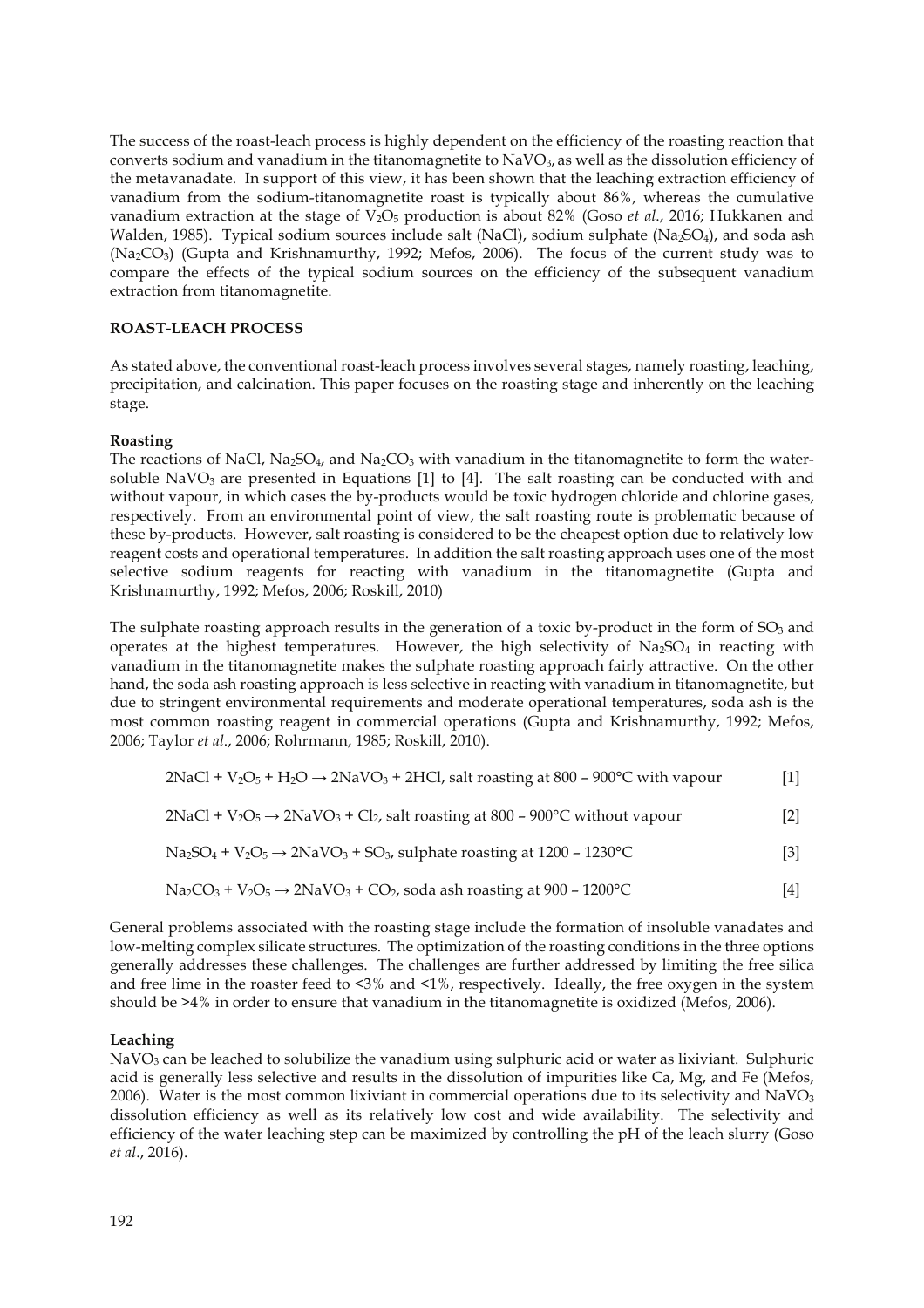The success of the roast-leach process is highly dependent on the efficiency of the roasting reaction that converts sodium and vanadium in the titanomagnetite to $NaVO_3$, as well as the dissolution efficiency of the metavanadate. In support of this view, it has been shown that the leaching extraction efficiency of vanadium from the sodium-titanomagnetite roast is typically about 86%, whereas the cumulative vanadium extraction at the stage of $V_2O_5$ production is about 82% (Goso *et al.*, 2016; Hukkanen and Walden, 1985). Typical sodium sources include salt (NaCl), sodium sulphate ($Na_2SO_4$), and soda ash ($Na_2CO_3$) (Gupta and Krishnamurthy, 1992; Mefos, 2006). The focus of the current study was to compare the effects of the typical sodium sources on the efficiency of the subsequent vanadium extraction from titanomagnetite.

## ROAST-LEACH PROCESS

As stated above, the conventional roast-leach process involves several stages, namely roasting, leaching, precipitation, and calcination. This paper focuses on the roasting stage and inherently on the leaching stage.

### Roasting

The reactions of NaCl, $Na_2SO_4$, and $Na_2CO_3$ with vanadium in the titanomagnetite to form the water-soluble $NaVO_3$ are presented in Equations [1] to [4]. The salt roasting can be conducted with and without vapour, in which cases the by-products would be toxic hydrogen chloride and chlorine gases, respectively. From an environmental point of view, the salt roasting route is problematic because of these by-products. However, salt roasting is considered to be the cheapest option due to relatively low reagent costs and operational temperatures. In addition the salt roasting approach uses one of the most selective sodium reagents for reacting with vanadium in the titanomagnetite (Gupta and Krishnamurthy, 1992; Mefos, 2006; Roskill, 2010)

The sulphate roasting approach results in the generation of a toxic by-product in the form of $SO_3$ and operates at the highest temperatures. However, the high selectivity of $Na_2SO_4$ in reacting with vanadium in the titanomagnetite makes the sulphate roasting approach fairly attractive. On the other hand, the soda ash roasting approach is less selective in reacting with vanadium in titanomagnetite, but due to stringent environmental requirements and moderate operational temperatures, soda ash is the most common roasting reagent in commercial operations (Gupta and Krishnamurthy, 1992; Mefos, 2006; Taylor *et al.*, 2006; Rohrmann, 1985; Roskill, 2010).

$$2NaCl + V_2O_5 + H_2O \rightarrow 2NaVO_3 + 2HCl\text{, salt roasting at 800 – 900°C with vapour} \quad [1]$$

$$2NaCl + V_2O_5 \rightarrow 2NaVO_3 + Cl_2\text{, salt roasting at 800 – 900°C without vapour} \quad [2]$$

$$Na_2SO_4 + V_2O_5 \rightarrow 2NaVO_3 + SO_3\text{, sulphate roasting at 1200 – 1230°C} \quad [3]$$

$$Na_2CO_3 + V_2O_5 \rightarrow 2NaVO_3 + CO_2\text{, soda ash roasting at 900 – 1200°C} \quad [4]$$

General problems associated with the roasting stage include the formation of insoluble vanadates and low-melting complex silicate structures. The optimization of the roasting conditions in the three options generally addresses these challenges. The challenges are further addressed by limiting the free silica and free lime in the roaster feed to <3% and <1%, respectively. Ideally, the free oxygen in the system should be >4% in order to ensure that vanadium in the titanomagnetite is oxidized (Mefos, 2006).

### Leaching

$NaVO_3$ can be leached to solubilize the vanadium using sulphuric acid or water as lixiviant. Sulphuric acid is generally less selective and results in the dissolution of impurities like Ca, Mg, and Fe (Mefos, 2006). Water is the most common lixiviant in commercial operations due to its selectivity and $NaVO_3$ dissolution efficiency as well as its relatively low cost and wide availability. The selectivity and efficiency of the water leaching step can be maximized by controlling the pH of the leach slurry (Goso *et al.*, 2016).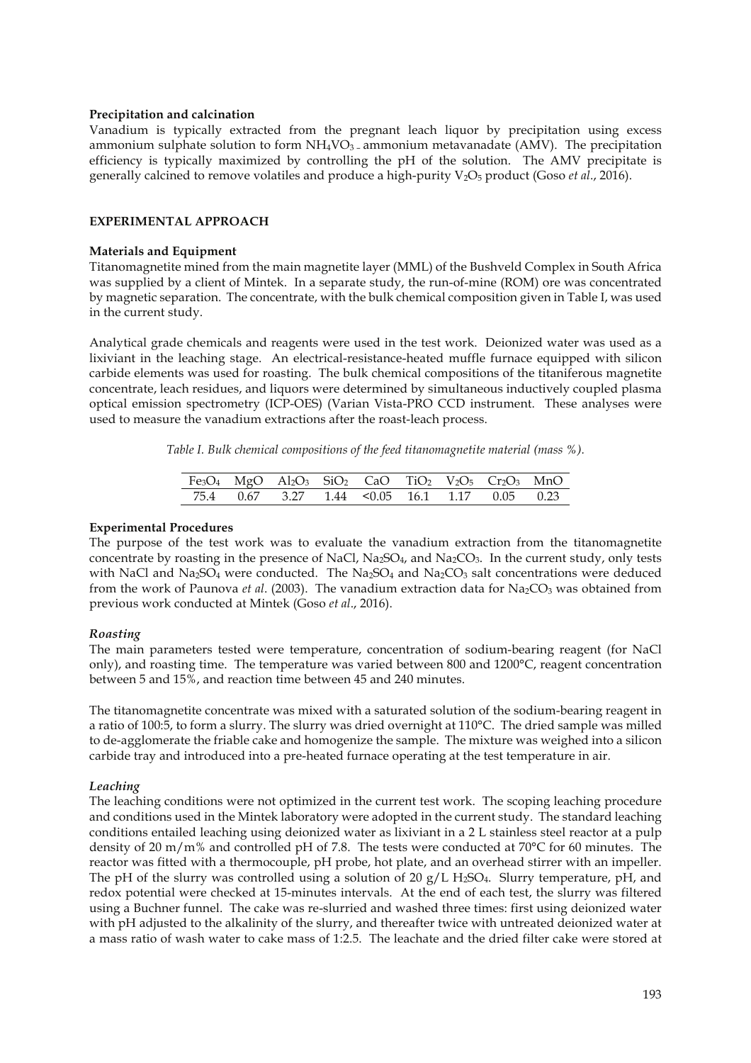**Precipitation and calcination**

Vanadium is typically extracted from the pregnant leach liquor by precipitation using excess ammonium sulphate solution to form $NH_4VO_3$ – ammonium metavanadate (AMV). The precipitation efficiency is typically maximized by controlling the pH of the solution. The AMV precipitate is generally calcined to remove volatiles and produce a high-purity $V_2O_5$ product (Goso *et al.*, 2016).

## EXPERIMENTAL APPROACH

**Materials and Equipment**

Titanomagnetite mined from the main magnetite layer (MML) of the Bushveld Complex in South Africa was supplied by a client of Mintek. In a separate study, the run-of-mine (ROM) ore was concentrated by magnetic separation. The concentrate, with the bulk chemical composition given in Table I, was used in the current study.

Analytical grade chemicals and reagents were used in the test work. Deionized water was used as a lixiviant in the leaching stage. An electrical-resistance-heated muffle furnace equipped with silicon carbide elements was used for roasting. The bulk chemical compositions of the titaniferous magnetite concentrate, leach residues, and liquors were determined by simultaneous inductively coupled plasma optical emission spectrometry (ICP-OES) (Varian Vista-PRO CCD instrument. These analyses were used to measure the vanadium extractions after the roast-leach process.

*Table I. Bulk chemical compositions of the feed titanomagnetite material (mass %).*

| $Fe_3O_4$ | $MgO$ | $Al_2O_3$ | $SiO_2$ | $CaO$ | $TiO_2$ | $V_2O_5$ | $Cr_2O_3$ | $MnO$ |
|---|---|---|---|---|---|---|---|---|
| 75.4 | 0.67 | 3.27 | 1.44 | <0.05 | 16.1 | 1.17 | 0.05 | 0.23 |

**Experimental Procedures**

The purpose of the test work was to evaluate the vanadium extraction from the titanomagnetite concentrate by roasting in the presence of NaCl, $Na_2SO_4$, and $Na_2CO_3$. In the current study, only tests with NaCl and $Na_2SO_4$ were conducted. The $Na_2SO_4$ and $Na_2CO_3$ salt concentrations were deduced from the work of Paunova *et al*. (2003). The vanadium extraction data for $Na_2CO_3$ was obtained from previous work conducted at Mintek (Goso *et al*., 2016).

***Roasting***

The main parameters tested were temperature, concentration of sodium-bearing reagent (for NaCl only), and roasting time. The temperature was varied between 800 and 1200°C, reagent concentration between 5 and 15%, and reaction time between 45 and 240 minutes.

The titanomagnetite concentrate was mixed with a saturated solution of the sodium-bearing reagent in a ratio of 100:5, to form a slurry. The slurry was dried overnight at 110°C. The dried sample was milled to de-agglomerate the friable cake and homogenize the sample. The mixture was weighed into a silicon carbide tray and introduced into a pre-heated furnace operating at the test temperature in air.

***Leaching***

The leaching conditions were not optimized in the current test work. The scoping leaching procedure and conditions used in the Mintek laboratory were adopted in the current study. The standard leaching conditions entailed leaching using deionized water as lixiviant in a 2 L stainless steel reactor at a pulp density of 20 m/m% and controlled pH of 7.8. The tests were conducted at 70°C for 60 minutes. The reactor was fitted with a thermocouple, pH probe, hot plate, and an overhead stirrer with an impeller. The pH of the slurry was controlled using a solution of 20 g/L $H_2SO_4$. Slurry temperature, pH, and redox potential were checked at 15-minutes intervals. At the end of each test, the slurry was filtered using a Buchner funnel. The cake was re-slurried and washed three times: first using deionized water with pH adjusted to the alkalinity of the slurry, and thereafter twice with untreated deionized water at a mass ratio of wash water to cake mass of 1:2.5. The leachate and the dried filter cake were stored at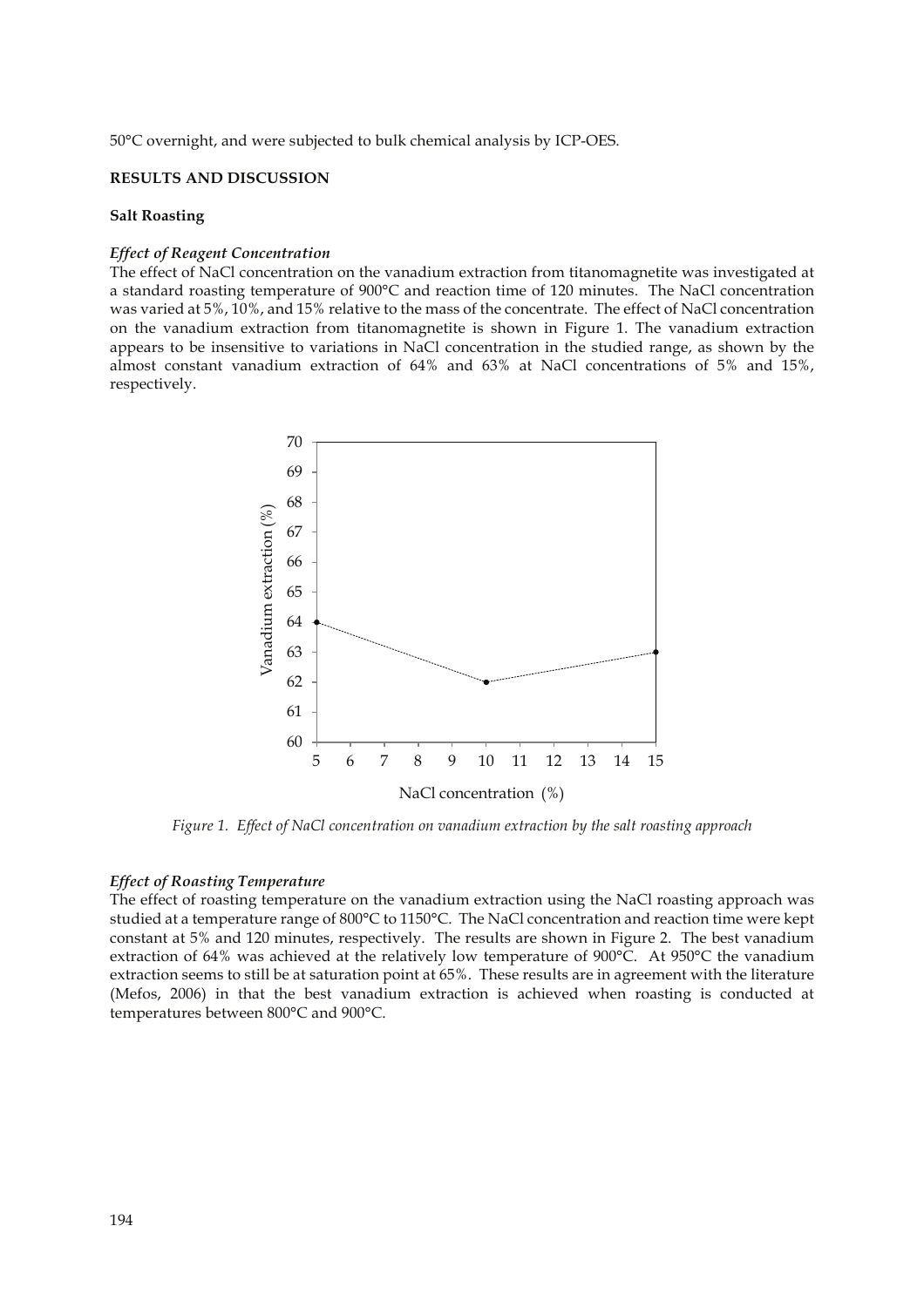50°C overnight, and were subjected to bulk chemical analysis by ICP-OES.

## RESULTS AND DISCUSSION

### Salt Roasting

#### *Effect of Reagent Concentration*

The effect of NaCl concentration on the vanadium extraction from titanomagnetite was investigated at a standard roasting temperature of 900°C and reaction time of 120 minutes. The NaCl concentration was varied at 5%, 10%, and 15% relative to the mass of the concentrate. The effect of NaCl concentration on the vanadium extraction from titanomagnetite is shown in Figure 1. The vanadium extraction appears to be insensitive to variations in NaCl concentration in the studied range, as shown by the almost constant vanadium extraction of 64% and 63% at NaCl concentrations of 5% and 15%, respectively.

*Figure 1. Effect of NaCl concentration on vanadium extraction by the salt roasting approach*

#### *Effect of Roasting Temperature*

The effect of roasting temperature on the vanadium extraction using the NaCl roasting approach was studied at a temperature range of 800°C to 1150°C. The NaCl concentration and reaction time were kept constant at 5% and 120 minutes, respectively. The results are shown in Figure 2. The best vanadium extraction of 64% was achieved at the relatively low temperature of 900°C. At 950°C the vanadium extraction seems to still be at saturation point at 65%. These results are in agreement with the literature (Mefos, 2006) in that the best vanadium extraction is achieved when roasting is conducted at temperatures between 800°C and 900°C.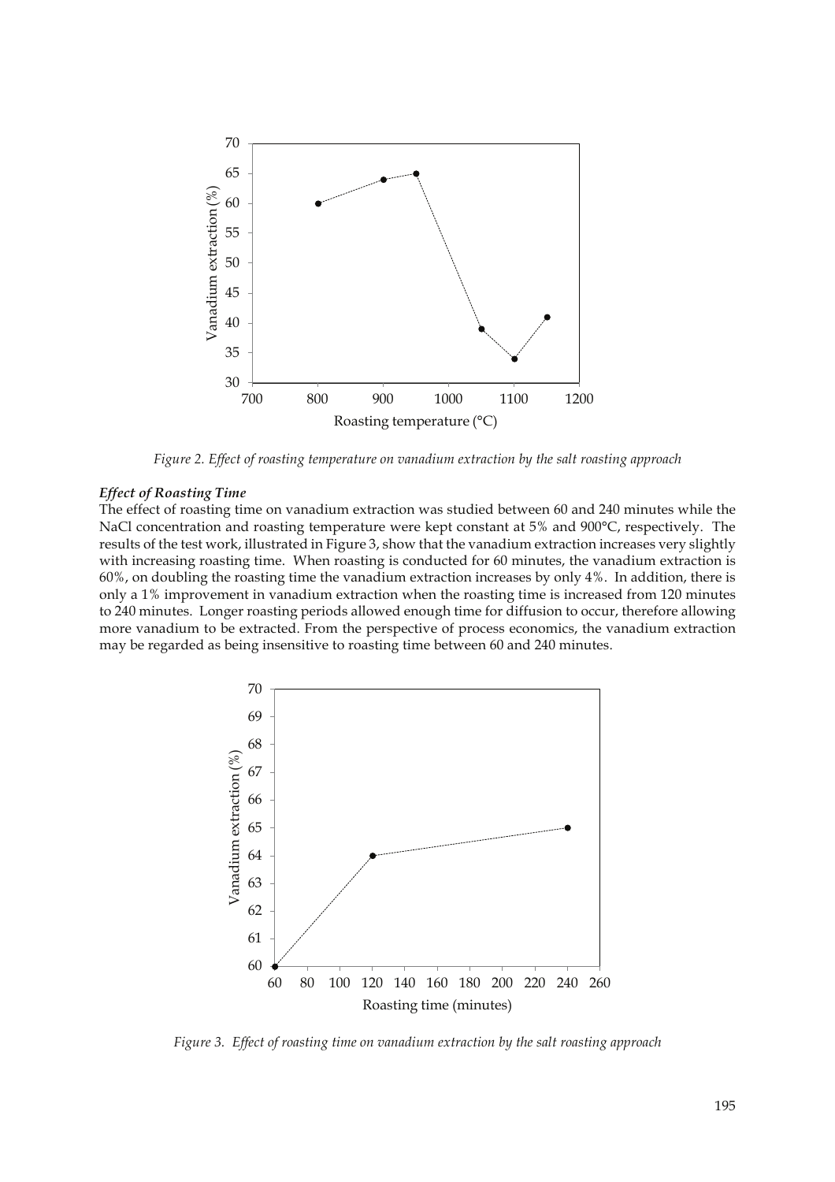*Figure 2. Effect of roasting temperature on vanadium extraction by the salt roasting approach*

### *Effect of Roasting Time*

The effect of roasting time on vanadium extraction was studied between 60 and 240 minutes while the NaCl concentration and roasting temperature were kept constant at 5% and 900°C, respectively. The results of the test work, illustrated in Figure 3, show that the vanadium extraction increases very slightly with increasing roasting time. When roasting is conducted for 60 minutes, the vanadium extraction is 60%, on doubling the roasting time the vanadium extraction increases by only 4%. In addition, there is only a 1% improvement in vanadium extraction when the roasting time is increased from 120 minutes to 240 minutes. Longer roasting periods allowed enough time for diffusion to occur, therefore allowing more vanadium to be extracted. From the perspective of process economics, the vanadium extraction may be regarded as being insensitive to roasting time between 60 and 240 minutes.

*Figure 3. Effect of roasting time on vanadium extraction by the salt roasting approach*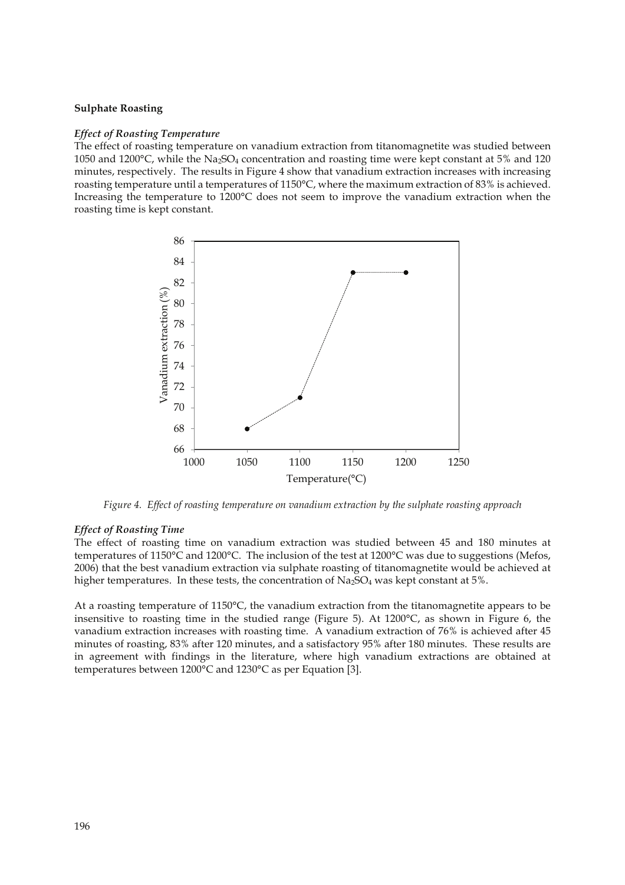**Sulphate Roasting**

***Effect of Roasting Temperature***

The effect of roasting temperature on vanadium extraction from titanomagnetite was studied between 1050 and 1200°C, while the $Na_2SO_4$ concentration and roasting time were kept constant at 5% and 120 minutes, respectively. The results in Figure 4 show that vanadium extraction increases with increasing roasting temperature until a temperatures of 1150°C, where the maximum extraction of 83% is achieved. Increasing the temperature to 1200°C does not seem to improve the vanadium extraction when the roasting time is kept constant.

*Figure 4. Effect of roasting temperature on vanadium extraction by the sulphate roasting approach*

***Effect of Roasting Time***

The effect of roasting time on vanadium extraction was studied between 45 and 180 minutes at temperatures of 1150°C and 1200°C. The inclusion of the test at 1200°C was due to suggestions (Mefos, 2006) that the best vanadium extraction via sulphate roasting of titanomagnetite would be achieved at higher temperatures. In these tests, the concentration of $Na_2SO_4$ was kept constant at 5%.

At a roasting temperature of 1150°C, the vanadium extraction from the titanomagnetite appears to be insensitive to roasting time in the studied range (Figure 5). At 1200°C, as shown in Figure 6, the vanadium extraction increases with roasting time. A vanadium extraction of 76% is achieved after 45 minutes of roasting, 83% after 120 minutes, and a satisfactory 95% after 180 minutes. These results are in agreement with findings in the literature, where high vanadium extractions are obtained at temperatures between 1200°C and 1230°C as per Equation [3].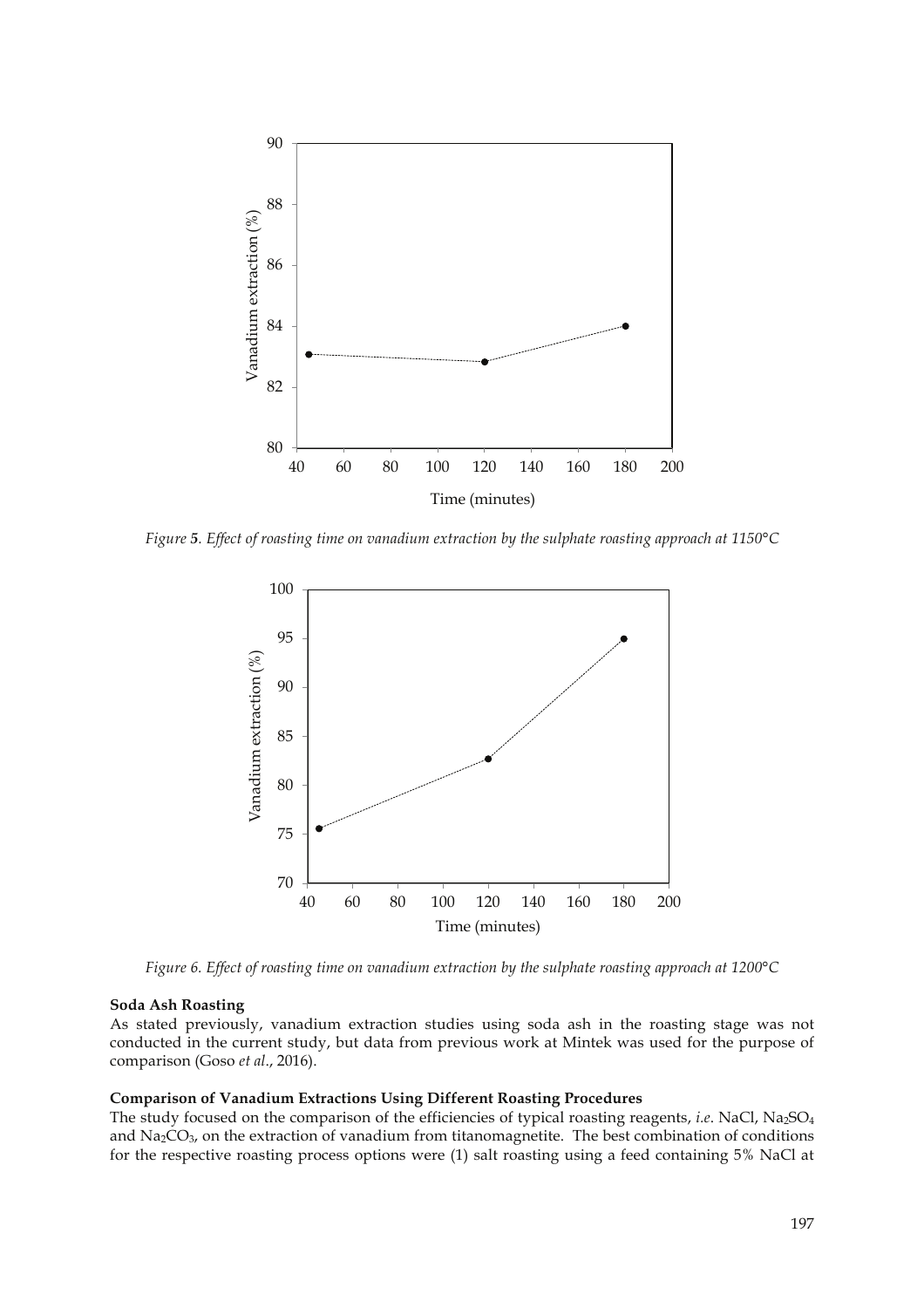*Figure 5. Effect of roasting time on vanadium extraction by the sulphate roasting approach at 1150°C*

*Figure 6. Effect of roasting time on vanadium extraction by the sulphate roasting approach at 1200°C*

**Soda Ash Roasting**

As stated previously, vanadium extraction studies using soda ash in the roasting stage was not conducted in the current study, but data from previous work at Mintek was used for the purpose of comparison (Goso *et al*., 2016).

**Comparison of Vanadium Extractions Using Different Roasting Procedures**

The study focused on the comparison of the efficiencies of typical roasting reagents, *i.e*. NaCl, $Na_2SO_4$ and $Na_2CO_3$, on the extraction of vanadium from titanomagnetite. The best combination of conditions for the respective roasting process options were (1) salt roasting using a feed containing 5% NaCl at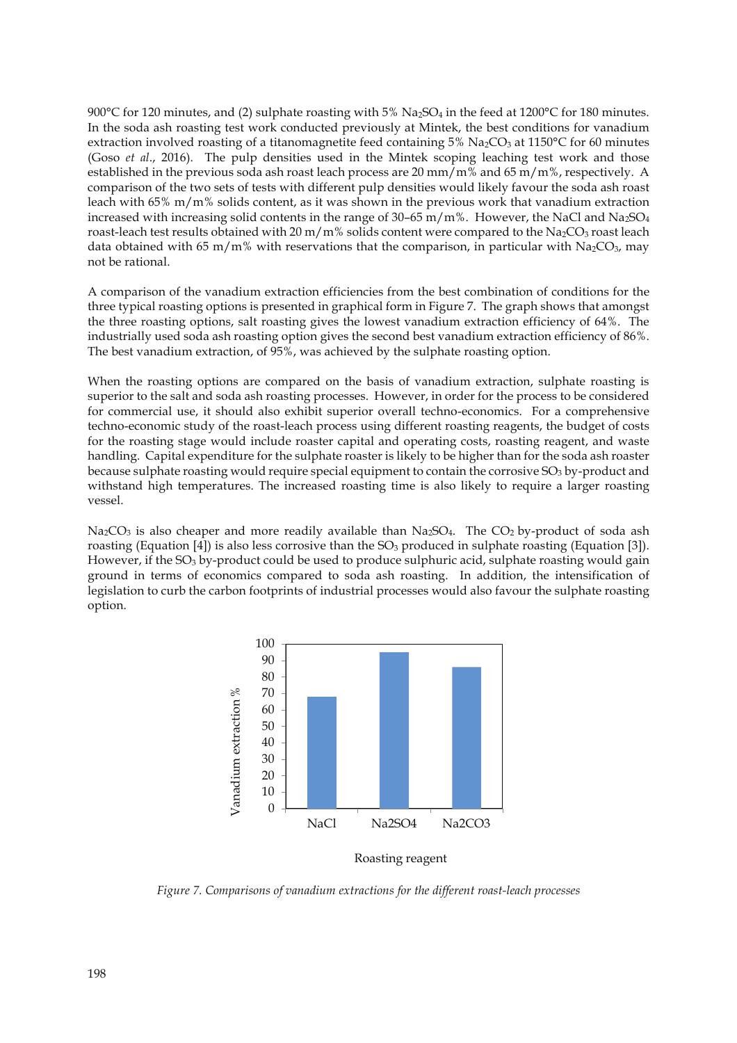900°C for 120 minutes, and (2) sulphate roasting with 5% $Na_2SO_4$ in the feed at 1200°C for 180 minutes. In the soda ash roasting test work conducted previously at Mintek, the best conditions for vanadium extraction involved roasting of a titanomagnetite feed containing 5% $Na_2CO_3$ at 1150°C for 60 minutes (Goso *et al*., 2016). The pulp densities used in the Mintek scoping leaching test work and those established in the previous soda ash roast leach process are 20 mm/m% and 65 m/m%, respectively. A comparison of the two sets of tests with different pulp densities would likely favour the soda ash roast leach with 65% m/m% solids content, as it was shown in the previous work that vanadium extraction increased with increasing solid contents in the range of 30–65 m/m%. However, the NaCl and $Na_2SO_4$ roast-leach test results obtained with 20 m/m% solids content were compared to the $Na_2CO_3$ roast leach data obtained with 65 m/m% with reservations that the comparison, in particular with $Na_2CO_3$, may not be rational.

A comparison of the vanadium extraction efficiencies from the best combination of conditions for the three typical roasting options is presented in graphical form in Figure 7. The graph shows that amongst the three roasting options, salt roasting gives the lowest vanadium extraction efficiency of 64%. The industrially used soda ash roasting option gives the second best vanadium extraction efficiency of 86%. The best vanadium extraction, of 95%, was achieved by the sulphate roasting option.

When the roasting options are compared on the basis of vanadium extraction, sulphate roasting is superior to the salt and soda ash roasting processes. However, in order for the process to be considered for commercial use, it should also exhibit superior overall techno-economics. For a comprehensive techno-economic study of the roast-leach process using different roasting reagents, the budget of costs for the roasting stage would include roaster capital and operating costs, roasting reagent, and waste handling. Capital expenditure for the sulphate roaster is likely to be higher than for the soda ash roaster because sulphate roasting would require special equipment to contain the corrosive $SO_3$ by-product and withstand high temperatures. The increased roasting time is also likely to require a larger roasting vessel.

$Na_2CO_3$ is also cheaper and more readily available than $Na_2SO_4$. The $CO_2$ by-product of soda ash roasting (Equation [4]) is also less corrosive than the $SO_3$ produced in sulphate roasting (Equation [3]). However, if the $SO_3$ by-product could be used to produce sulphuric acid, sulphate roasting would gain ground in terms of economics compared to soda ash roasting. In addition, the intensification of legislation to curb the carbon footprints of industrial processes would also favour the sulphate roasting option.

*Figure 7. Comparisons of vanadium extractions for the different roast-leach processes*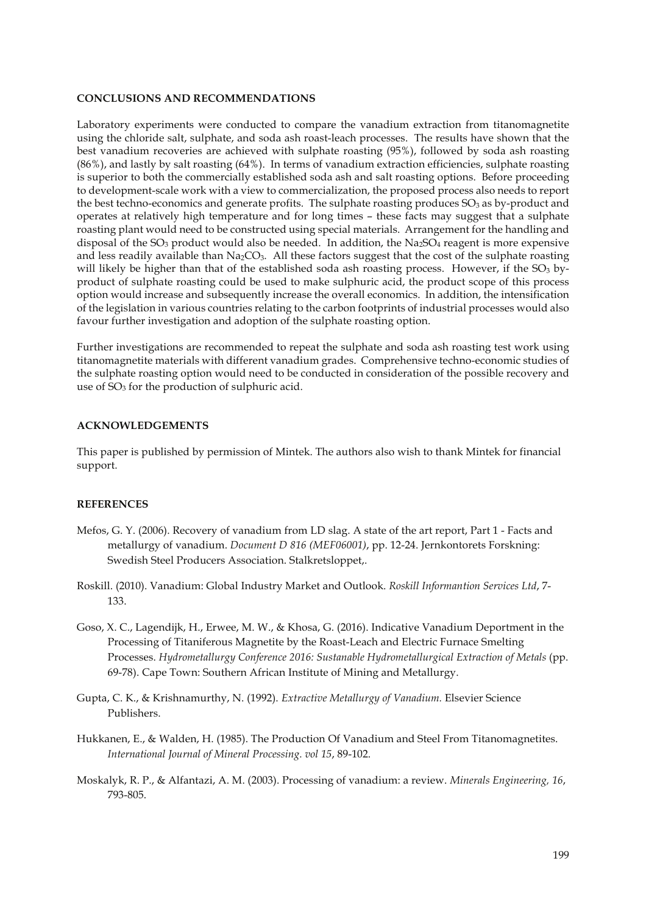## CONCLUSIONS AND RECOMMENDATIONS

Laboratory experiments were conducted to compare the vanadium extraction from titanomagnetite using the chloride salt, sulphate, and soda ash roast-leach processes. The results have shown that the best vanadium recoveries are achieved with sulphate roasting (95%), followed by soda ash roasting (86%), and lastly by salt roasting (64%). In terms of vanadium extraction efficiencies, sulphate roasting is superior to both the commercially established soda ash and salt roasting options. Before proceeding to development-scale work with a view to commercialization, the proposed process also needs to report the best techno-economics and generate profits. The sulphate roasting produces $SO_3$ as by-product and operates at relatively high temperature and for long times – these facts may suggest that a sulphate roasting plant would need to be constructed using special materials. Arrangement for the handling and disposal of the $SO_3$ product would also be needed. In addition, the $Na_2SO_4$ reagent is more expensive and less readily available than $Na_2CO_3$. All these factors suggest that the cost of the sulphate roasting will likely be higher than that of the established soda ash roasting process. However, if the $SO_3$ by-product of sulphate roasting could be used to make sulphuric acid, the product scope of this process option would increase and subsequently increase the overall economics. In addition, the intensification of the legislation in various countries relating to the carbon footprints of industrial processes would also favour further investigation and adoption of the sulphate roasting option.

Further investigations are recommended to repeat the sulphate and soda ash roasting test work using titanomagnetite materials with different vanadium grades. Comprehensive techno-economic studies of the sulphate roasting option would need to be conducted in consideration of the possible recovery and use of $SO_3$ for the production of sulphuric acid.

## ACKNOWLEDGEMENTS

This paper is published by permission of Mintek. The authors also wish to thank Mintek for financial support.

## REFERENCES

Mefos, G. Y. (2006). Recovery of vanadium from LD slag. A state of the art report, Part 1 - Facts and metallurgy of vanadium. *Document D 816 (MEF06001)*, pp. 12-24. Jernkontorets Forskning: Swedish Steel Producers Association. Stalkretsloppet,.

Roskill. (2010). Vanadium: Global Industry Market and Outlook. *Roskill Informantion Services Ltd*, 7-133.

Goso, X. C., Lagendijk, H., Erwee, M. W., & Khosa, G. (2016). Indicative Vanadium Deportment in the Processing of Titaniferous Magnetite by the Roast-Leach and Electric Furnace Smelting Processes. *Hydrometallurgy Conference 2016: Sustanable Hydrometallurgical Extraction of Metals* (pp. 69-78). Cape Town: Southern African Institute of Mining and Metallurgy.

Gupta, C. K., & Krishnamurthy, N. (1992). *Extractive Metallurgy of Vanadium.* Elsevier Science Publishers.

Hukkanen, E., & Walden, H. (1985). The Production Of Vanadium and Steel From Titanomagnetites. *International Journal of Mineral Processing. vol 15*, 89-102.

Moskalyk, R. P., & Alfantazi, A. M. (2003). Processing of vanadium: a review. *Minerals Engineering, 16*, 793-805.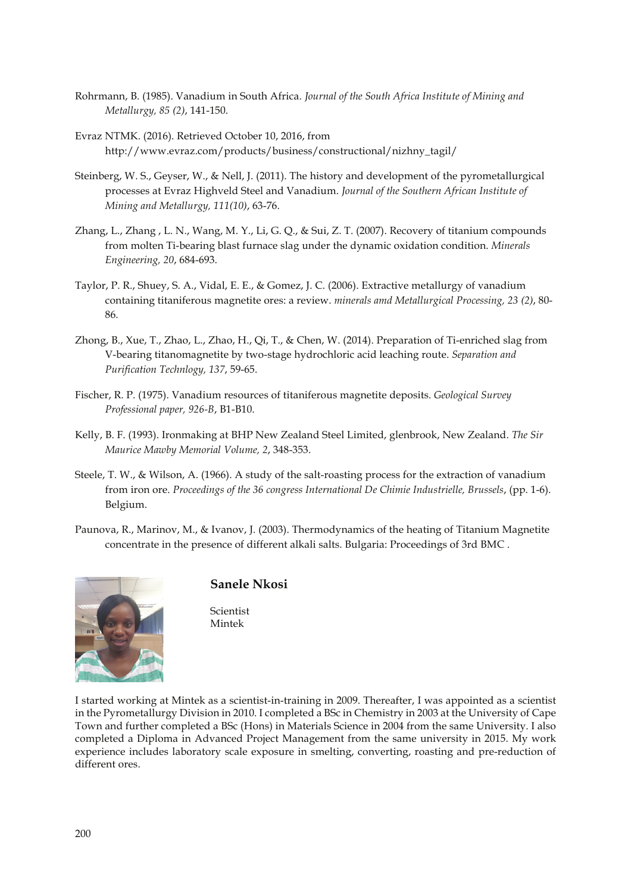Rohrmann, B. (1985). Vanadium in South Africa. *Journal of the South Africa Institute of Mining and Metallurgy, 85 (2)*, 141-150.

Evraz NTMK. (2016). Retrieved October 10, 2016, from http://www.evraz.com/products/business/constructional/nizhny_tagil/

Steinberg, W. S., Geyser, W., & Nell, J. (2011). The history and development of the pyrometallurgical processes at Evraz Highveld Steel and Vanadium. *Journal of the Southern African Institute of Mining and Metallurgy, 111(10)*, 63-76.

Zhang, L., Zhang , L. N., Wang, M. Y., Li, G. Q., & Sui, Z. T. (2007). Recovery of titanium compounds from molten Ti-bearing blast furnace slag under the dynamic oxidation condition. *Minerals Engineering, 20*, 684-693.

Taylor, P. R., Shuey, S. A., Vidal, E. E., & Gomez, J. C. (2006). Extractive metallurgy of vanadium containing titaniferous magnetite ores: a review. *minerals amd Metallurgical Processing, 23 (2)*, 80-86.

Zhong, B., Xue, T., Zhao, L., Zhao, H., Qi, T., & Chen, W. (2014). Preparation of Ti-enriched slag from V-bearing titanomagnetite by two-stage hydrochloric acid leaching route. *Separation and Purification Technlogy, 137*, 59-65.

Fischer, R. P. (1975). Vanadium resources of titaniferous magnetite deposits. *Geological Survey Professional paper, 926-B*, B1-B10.

Kelly, B. F. (1993). Ironmaking at BHP New Zealand Steel Limited, glenbrook, New Zealand. *The Sir Maurice Mawby Memorial Volume, 2*, 348-353.

Steele, T. W., & Wilson, A. (1966). A study of the salt-roasting process for the extraction of vanadium from iron ore. *Proceedings of the 36 congress International De Chimie Industrielle, Brussels*, (pp. 1-6). Belgium.

Paunova, R., Marinov, M., & Ivanov, J. (2003). Thermodynamics of the heating of Titanium Magnetite concentrate in the presence of different alkali salts. Bulgaria: Proceedings of 3rd BMC .

**Sanele Nkosi**

Scientist
Mintek

I started working at Mintek as a scientist-in-training in 2009. Thereafter, I was appointed as a scientist in the Pyrometallurgy Division in 2010. I completed a BSc in Chemistry in 2003 at the University of Cape Town and further completed a BSc (Hons) in Materials Science in 2004 from the same University. I also completed a Diploma in Advanced Project Management from the same university in 2015. My work experience includes laboratory scale exposure in smelting, converting, roasting and pre-reduction of different ores.